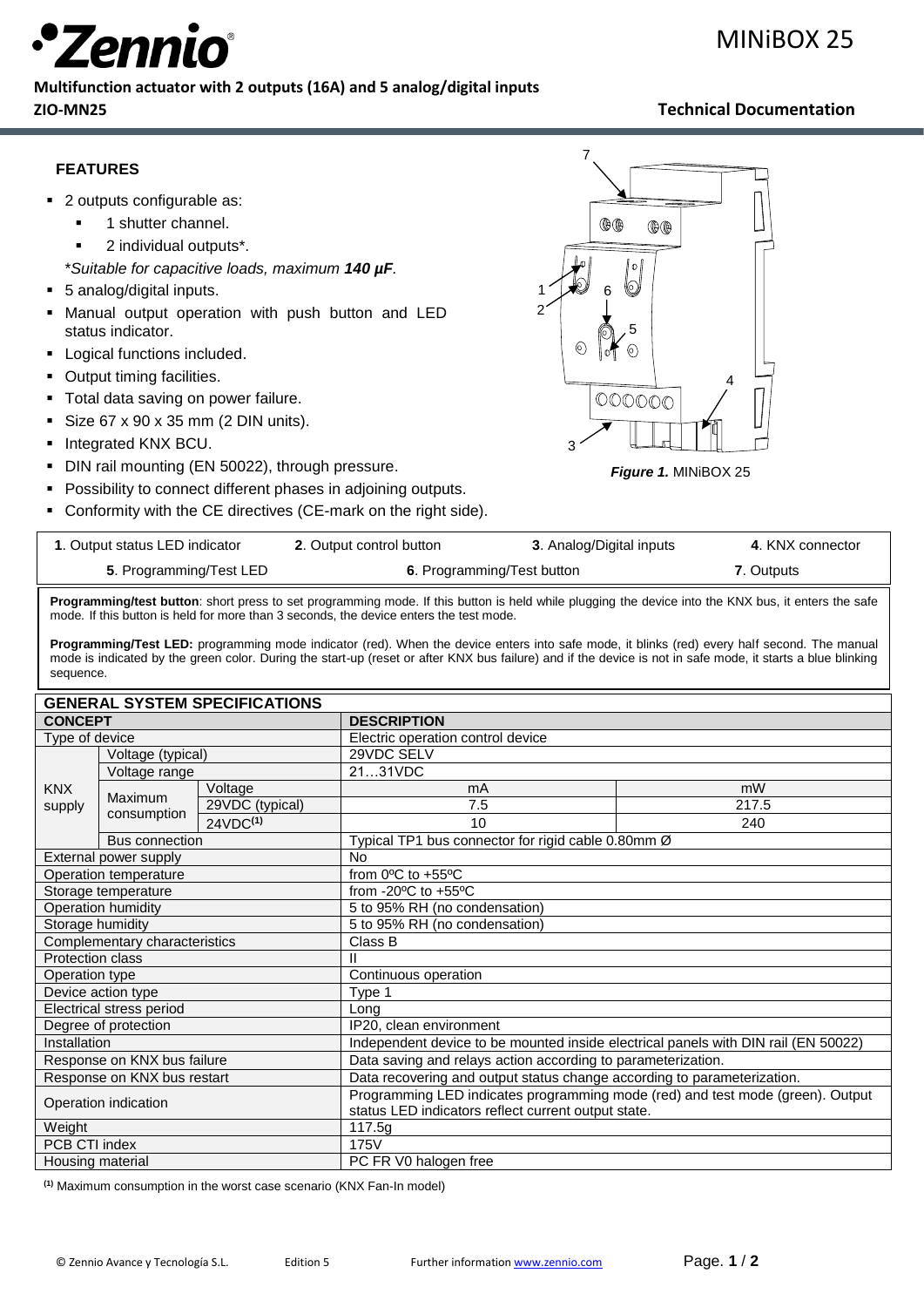# MINiBOX 25

**Multifunction actuator with 2 outputs (16A) and 5 analog/digital inputs**

**ZIO-MN25**

**Technical Documentation**

## FEATURES

- 2 outputs configurable as:
  - 1 shutter channel.
  - 2 individual outputs*.

  **Suitable for capacitive loads, maximum **140 µF**.*
- 5 analog/digital inputs.
- Manual output operation with push button and LED status indicator.
- Logical functions included.
- Output timing facilities.
- Total data saving on power failure.
- Size 67 x 90 x 35 mm (2 DIN units).
- Integrated KNX BCU.
- DIN rail mounting (EN 50022), through pressure.
- Possibility to connect different phases in adjoining outputs.
- Conformity with the CE directives (CE-mark on the right side).

***Figure 1.*** MINiBOX 25

| **1**. Output status LED indicator | **2**. Output control button | **3**. Analog/Digital inputs | **4**. KNX connector |
|---|---|---|---|
| **5**. Programming/Test LED | **6**. Programming/Test button | **7**. Outputs | |

**Programming/test button**: short press to set programming mode. If this button is held while plugging the device into the KNX bus, it enters the safe mode. If this button is held for more than 3 seconds, the device enters the test mode.

**Programming/Test LED:** programming mode indicator (red). When the device enters into safe mode, it blinks (red) every half second. The manual mode is indicated by the green color. During the start-up (reset or after KNX bus failure) and if the device is not in safe mode, it starts a blue blinking sequence.

## GENERAL SYSTEM SPECIFICATIONS

| **CONCEPT** | | | **DESCRIPTION** | |
|---|---|---|---|---|
| Type of device | | | Electric operation control device | |
| KNX supply | Voltage (typical) | | 29VDC SELV | |
| | Voltage range | | 21…31VDC | |
| | Maximum consumption | Voltage | mA | mW |
| | | 29VDC (typical) | 7.5 | 217.5 |
| | | 24VDC(1) | 10 | 240 |
| | Bus connection | | Typical TP1 bus connector for rigid cable 0.80mm Ø | |
| External power supply | | | No | |
| Operation temperature | | | from 0ºC to +55ºC | |
| Storage temperature | | | from -20ºC to +55ºC | |
| Operation humidity | | | 5 to 95% RH (no condensation) | |
| Storage humidity | | | 5 to 95% RH (no condensation) | |
| Complementary characteristics | | | Class B | |
| Protection class | | | II | |
| Operation type | | | Continuous operation | |
| Device action type | | | Type 1 | |
| Electrical stress period | | | Long | |
| Degree of protection | | | IP20, clean environment | |
| Installation | | | Independent device to be mounted inside electrical panels with DIN rail (EN 50022) | |
| Response on KNX bus failure | | | Data saving and relays action according to parameterization. | |
| Response on KNX bus restart | | | Data recovering and output status change according to parameterization. | |
| Operation indication | | | Programming LED indicates programming mode (red) and test mode (green). Output status LED indicators reflect current output state. | |
| Weight | | | 117.5g | |
| PCB CTI index | | | 175V | |
| Housing material | | | PC FR V0 halogen free | |

(1) Maximum consumption in the worst case scenario (KNX Fan-In model)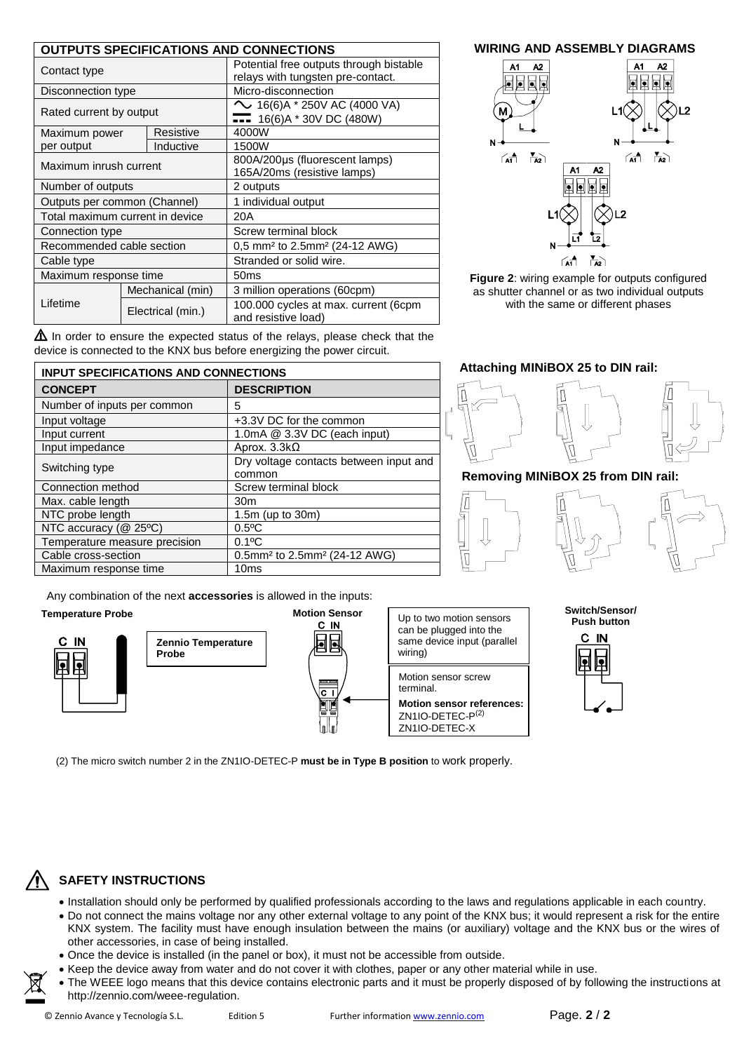| OUTPUTS SPECIFICATIONS AND CONNECTIONS | | |
|---|---|---|
| Contact type | | Potential free outputs through bistable relays with tungsten pre-contact. |
| Disconnection type | | Micro-disconnection |
| Rated current by output | | ~ 16(6)A * 250V AC (4000 VA)<br>⎓ 16(6)A * 30V DC (480W) |
| Maximum power per output | Resistive | 4000W |
| | Inductive | 1500W |
| Maximum inrush current | | 800A/200µs (fluorescent lamps)<br>165A/20ms (resistive lamps) |
| Number of outputs | | 2 outputs |
| Outputs per common (Channel) | | 1 individual output |
| Total maximum current in device | | 20A |
| Connection type | | Screw terminal block |
| Recommended cable section | | 0,5 mm² to 2.5mm² (24-12 AWG) |
| Cable type | | Stranded or solid wire. |
| Maximum response time | | 50ms |
| Lifetime | Mechanical (min) | 3 million operations (60cpm) |
| | Electrical (min.) | 100.000 cycles at max. current (6cpm and resistive load) |

⚠ In order to ensure the expected status of the relays, please check that the device is connected to the KNX bus before energizing the power circuit.

| INPUT SPECIFICATIONS AND CONNECTIONS | |
|---|---|
| **CONCEPT** | **DESCRIPTION** |
| Number of inputs per common | 5 |
| Input voltage | +3.3V DC for the common |
| Input current | 1.0mA @ 3.3V DC (each input) |
| Input impedance | Aprox. 3.3kΩ |
| Switching type | Dry voltage contacts between input and common |
| Connection method | Screw terminal block |
| Max. cable length | 30m |
| NTC probe length | 1.5m (up to 30m) |
| NTC accuracy (@ 25ºC) | 0.5ºC |
| Temperature measure precision | 0.1ºC |
| Cable cross-section | 0.5mm² to 2.5mm² (24-12 AWG) |
| Maximum response time | 10ms |

Any combination of the next **accessories** is allowed in the inputs:

**Temperature Probe**

C IN

**Zennio Temperature Probe**

**Motion Sensor**

C IN

Up to two motion sensors can be plugged into the same device input (parallel wiring)

Motion sensor screw terminal.

**Motion sensor references:**
ZN1IO-DETEC-P(2)
ZN1IO-DETEC-X

**Switch/Sensor/ Push button**

C IN

(2) The micro switch number 2 in the ZN1IO-DETEC-P **must be in Type B position** to work properly.

## WIRING AND ASSEMBLY DIAGRAMS

A1 A2 M L N A1 A2

A1 A2 L1 L2 L N A1 A2

A1 A2 L1 L2 L1 L2 N A1 A2

**Figure 2**: wiring example for outputs configured as shutter channel or as two individual outputs with the same or different phases

### Attaching MINiBOX 25 to DIN rail:

### Removing MINiBOX 25 from DIN rail:

## SAFETY INSTRUCTIONS

- Installation should only be performed by qualified professionals according to the laws and regulations applicable in each country.
- Do not connect the mains voltage nor any other external voltage to any point of the KNX bus; it would represent a risk for the entire KNX system. The facility must have enough insulation between the mains (or auxiliary) voltage and the KNX bus or the wires of other accessories, in case of being installed.
- Once the device is installed (in the panel or box), it must not be accessible from outside.
- Keep the device away from water and do not cover it with clothes, paper or any other material while in use.
- The WEEE logo means that this device contains electronic parts and it must be properly disposed of by following the instructions at http://zennio.com/weee-regulation.

© Zennio Avance y Tecnología S.L. Edition 5 Further information www.zennio.com